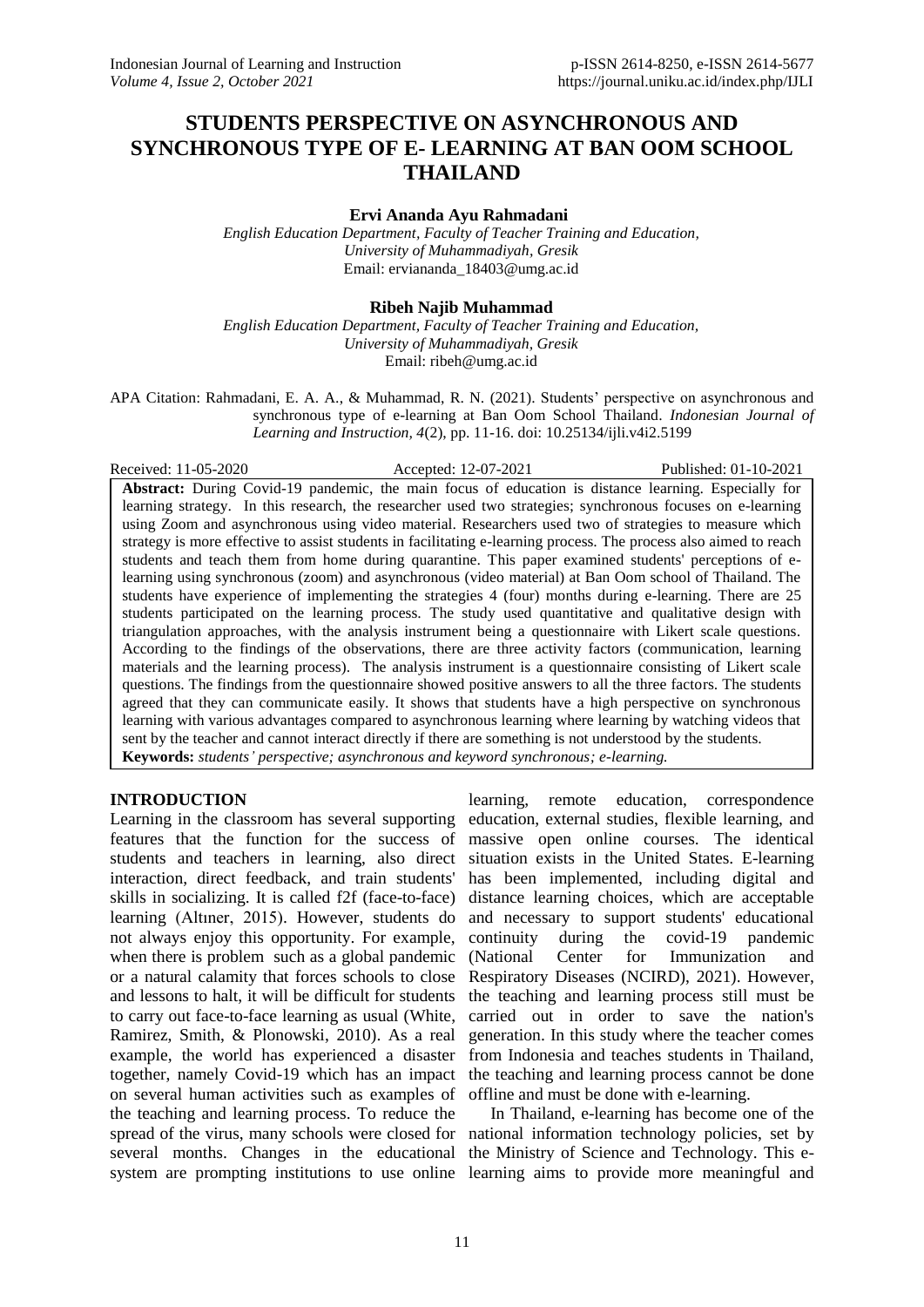# STUDENTS PERSPECTIVE ON ASYNCHRONOUS AND SYNCHRONOUS TYPE OF E- LEARNING AT BAN OOM SCHOOL THAILAND

**Ervi Ananda Ayu Rahmadani**

*English Education Department, Faculty of Teacher Training and Education, University of Muhammadiyah, Gresik*
Email: erviananda_18403@umg.ac.id

**Ribeh Najib Muhammad**

*English Education Department, Faculty of Teacher Training and Education, University of Muhammadiyah, Gresik*
Email: ribeh@umg.ac.id

APA Citation: Rahmadani, E. A. A., & Muhammad, R. N. (2021). Students' perspective on asynchronous and synchronous type of e-learning at Ban Oom School Thailand. *Indonesian Journal of Learning and Instruction, 4*(2), pp. 11-16. doi: 10.25134/ijli.v4i2.5199

Received: 11-05-2020 Accepted: 12-07-2021 Published: 01-10-2021

**Abstract:** During Covid-19 pandemic, the main focus of education is distance learning. Especially for learning strategy. In this research, the researcher used two strategies; synchronous focuses on e-learning using Zoom and asynchronous using video material. Researchers used two of strategies to measure which strategy is more effective to assist students in facilitating e-learning process. The process also aimed to reach students and teach them from home during quarantine. This paper examined students' perceptions of e-learning using synchronous (zoom) and asynchronous (video material) at Ban Oom school of Thailand. The students have experience of implementing the strategies 4 (four) months during e-learning. There are 25 students participated on the learning process. The study used quantitative and qualitative design with triangulation approaches, with the analysis instrument being a questionnaire with Likert scale questions. According to the findings of the observations, there are three activity factors (communication, learning materials and the learning process). The analysis instrument is a questionnaire consisting of Likert scale questions. The findings from the questionnaire showed positive answers to all the three factors. The students agreed that they can communicate easily. It shows that students have a high perspective on synchronous learning with various advantages compared to asynchronous learning where learning by watching videos that sent by the teacher and cannot interact directly if there are something is not understood by the students.

**Keywords:** *students' perspective; asynchronous and keyword synchronous; e-learning.*

## INTRODUCTION

Learning in the classroom has several supporting features that the function for the success of students and teachers in learning, also direct interaction, direct feedback, and train students' skills in socializing. It is called f2f (face-to-face) learning (Altıner, 2015). However, students do not always enjoy this opportunity. For example, when there is problem such as a global pandemic or a natural calamity that forces schools to close and lessons to halt, it will be difficult for students to carry out face-to-face learning as usual (White, Ramirez, Smith, & Plonowski, 2010). As a real example, the world has experienced a disaster together, namely Covid-19 which has an impact on several human activities such as examples of the teaching and learning process. To reduce the spread of the virus, many schools were closed for several months. Changes in the educational system are prompting institutions to use online learning, remote education, correspondence education, external studies, flexible learning, and massive open online courses. The identical situation exists in the United States. E-learning has been implemented, including digital and distance learning choices, which are acceptable and necessary to support students' educational continuity during the covid-19 pandemic (National Center for Immunization and Respiratory Diseases (NCIRD), 2021). However, the teaching and learning process still must be carried out in order to save the nation's generation. In this study where the teacher comes from Indonesia and teaches students in Thailand, the teaching and learning process cannot be done offline and must be done with e-learning.

In Thailand, e-learning has become one of the national information technology policies, set by the Ministry of Science and Technology. This e-learning aims to provide more meaningful and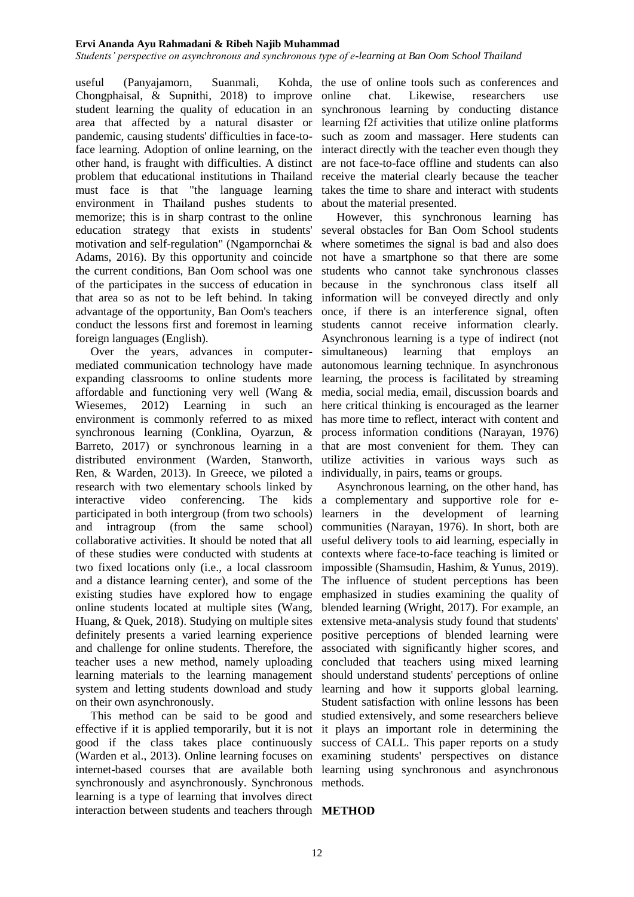useful (Panyajamorn, Suanmali, Kohda, Chongphaisal, & Supnithi, 2018) to improve student learning the quality of education in an area that affected by a natural disaster or pandemic, causing students' difficulties in face-to-face learning. Adoption of online learning, on the other hand, is fraught with difficulties. A distinct problem that educational institutions in Thailand must face is that "the language learning environment in Thailand pushes students to memorize; this is in sharp contrast to the online education strategy that exists in students' motivation and self-regulation" (Ngampornchai & Adams, 2016). By this opportunity and coincide the current conditions, Ban Oom school was one of the participates in the success of education in that area so as not to be left behind. In taking advantage of the opportunity, Ban Oom's teachers conduct the lessons first and foremost in learning foreign languages (English).

Over the years, advances in computer-mediated communication technology have made expanding classrooms to online students more affordable and functioning very well (Wang & Wiesemes, 2012) Learning in such an environment is commonly referred to as mixed synchronous learning (Conklina, Oyarzun, & Barreto, 2017) or synchronous learning in a distributed environment (Warden, Stanworth, Ren, & Warden, 2013). In Greece, we piloted a research with two elementary schools linked by interactive video conferencing. The kids participated in both intergroup (from two schools) and intragroup (from the same school) collaborative activities. It should be noted that all of these studies were conducted with students at two fixed locations only (i.e., a local classroom and a distance learning center), and some of the existing studies have explored how to engage online students located at multiple sites (Wang, Huang, & Quek, 2018). Studying on multiple sites definitely presents a varied learning experience and challenge for online students. Therefore, the teacher uses a new method, namely uploading learning materials to the learning management system and letting students download and study on their own asynchronously.

This method can be said to be good and effective if it is applied temporarily, but it is not good if the class takes place continuously (Warden et al., 2013). Online learning focuses on internet-based courses that are available both synchronously and asynchronously. Synchronous learning is a type of learning that involves direct interaction between students and teachers through the use of online tools such as conferences and online chat. Likewise, researchers use synchronous learning by conducting distance learning f2f activities that utilize online platforms such as zoom and massager. Here students can interact directly with the teacher even though they are not face-to-face offline and students can also receive the material clearly because the teacher takes the time to share and interact with students about the material presented.

However, this synchronous learning has several obstacles for Ban Oom School students where sometimes the signal is bad and also does not have a smartphone so that there are some students who cannot take synchronous classes because in the synchronous class itself all information will be conveyed directly and only once, if there is an interference signal, often students cannot receive information clearly. Asynchronous learning is a type of indirect (not simultaneous) learning that employs an autonomous learning technique. In asynchronous learning, the process is facilitated by streaming media, social media, email, discussion boards and here critical thinking is encouraged as the learner has more time to reflect, interact with content and process information conditions (Narayan, 1976) that are most convenient for them. They can utilize activities in various ways such as individually, in pairs, teams or groups.

Asynchronous learning, on the other hand, has a complementary and supportive role for e-learners in the development of learning communities (Narayan, 1976). In short, both are useful delivery tools to aid learning, especially in contexts where face-to-face teaching is limited or impossible (Shamsudin, Hashim, & Yunus, 2019). The influence of student perceptions has been emphasized in studies examining the quality of blended learning (Wright, 2017). For example, an extensive meta-analysis study found that students' positive perceptions of blended learning were associated with significantly higher scores, and concluded that teachers using mixed learning should understand students' perceptions of online learning and how it supports global learning. Student satisfaction with online lessons has been studied extensively, and some researchers believe it plays an important role in determining the success of CALL. This paper reports on a study examining students' perspectives on distance learning using synchronous and asynchronous methods.

## METHOD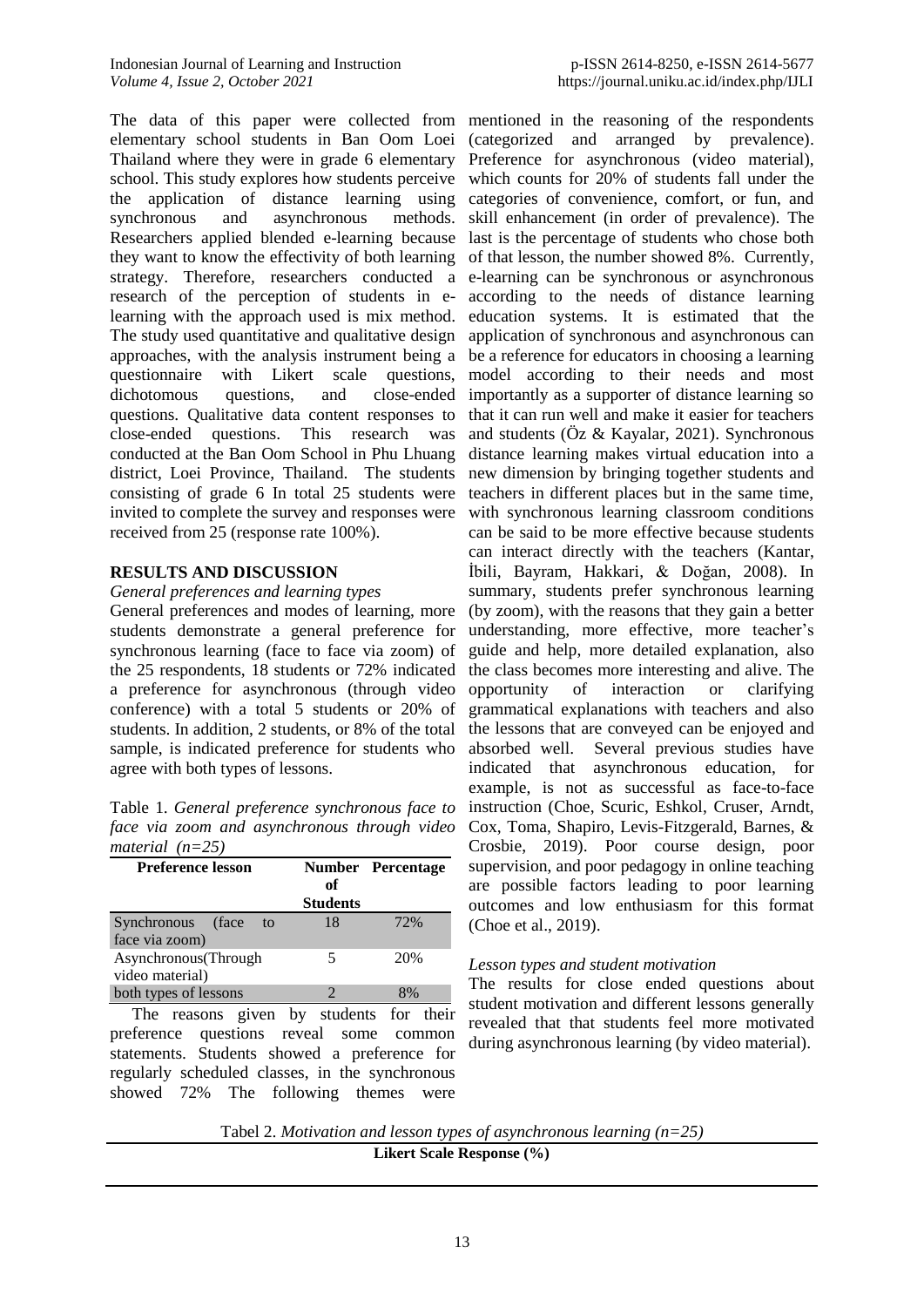The data of this paper were collected from elementary school students in Ban Oom Loei Thailand where they were in grade 6 elementary school. This study explores how students perceive the application of distance learning using synchronous and asynchronous methods. Researchers applied blended e-learning because they want to know the effectivity of both learning strategy. Therefore, researchers conducted a research of the perception of students in e-learning with the approach used is mix method. The study used quantitative and qualitative design approaches, with the analysis instrument being a questionnaire with Likert scale questions, dichotomous questions, and close-ended questions. Qualitative data content responses to close-ended questions. This research was conducted at the Ban Oom School in Phu Lhuang district, Loei Province, Thailand. The students consisting of grade 6 In total 25 students were invited to complete the survey and responses were received from 25 (response rate 100%).

## RESULTS AND DISCUSSION

*General preferences and learning types*

General preferences and modes of learning, more students demonstrate a general preference for synchronous learning (face to face via zoom) of the 25 respondents, 18 students or 72% indicated a preference for asynchronous (through video conference) with a total 5 students or 20% of students. In addition, 2 students, or 8% of the total sample, is indicated preference for students who agree with both types of lessons.

Table 1. *General preference synchronous face to face via zoom and asynchronous through video material (n=25)*

| Preference lesson | Number of Students | Percentage |
|---|---|---|
| Synchronous (face to face via zoom) | 18 | 72% |
| Asynchronous(Through video material) | 5 | 20% |
| both types of lessons | 2 | 8% |

The reasons given by students for their preference questions reveal some common statements. Students showed a preference for regularly scheduled classes, in the synchronous showed 72% The following themes were mentioned in the reasoning of the respondents (categorized and arranged by prevalence). Preference for asynchronous (video material), which counts for 20% of students fall under the categories of convenience, comfort, or fun, and skill enhancement (in order of prevalence). The last is the percentage of students who chose both of that lesson, the number showed 8%. Currently, e-learning can be synchronous or asynchronous according to the needs of distance learning education systems. It is estimated that the application of synchronous and asynchronous can be a reference for educators in choosing a learning model according to their needs and most importantly as a supporter of distance learning so that it can run well and make it easier for teachers and students (Öz & Kayalar, 2021). Synchronous distance learning makes virtual education into a new dimension by bringing together students and teachers in different places but in the same time, with synchronous learning classroom conditions can be said to be more effective because students can interact directly with the teachers (Kantar, İbili, Bayram, Hakkari, & Doğan, 2008). In summary, students prefer synchronous learning (by zoom), with the reasons that they gain a better understanding, more effective, more teacher's guide and help, more detailed explanation, also the class becomes more interesting and alive. The opportunity of interaction or clarifying grammatical explanations with teachers and also the lessons that are conveyed can be enjoyed and absorbed well. Several previous studies have indicated that asynchronous education, for example, is not as successful as face-to-face instruction (Choe, Scuric, Eshkol, Cruser, Arndt, Cox, Toma, Shapiro, Levis-Fitzgerald, Barnes, & Crosbie, 2019). Poor course design, poor supervision, and poor pedagogy in online teaching are possible factors leading to poor learning outcomes and low enthusiasm for this format (Choe et al., 2019).

*Lesson types and student motivation*

The results for close ended questions about student motivation and different lessons generally revealed that that students feel more motivated during asynchronous learning (by video material).

Tabel 2. *Motivation and lesson types of asynchronous learning (n=25)*

| Likert Scale Response (%) |
|---|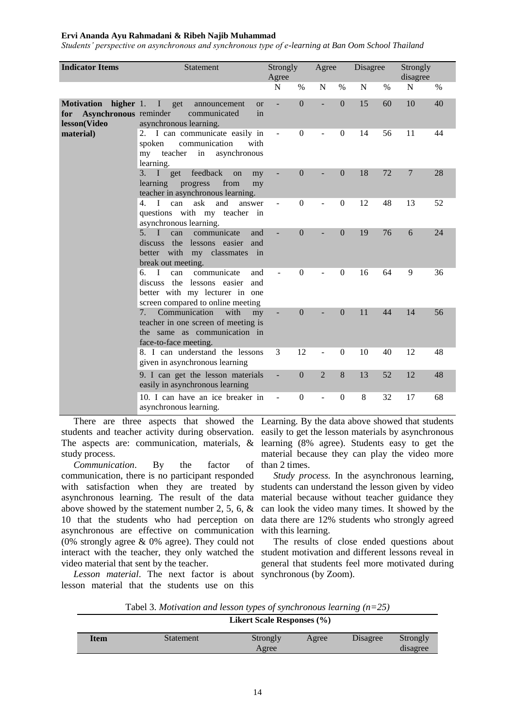| Indicator Items | Statement | Strongly Agree | | Agree | | Disagree | | Strongly disagree | |
|---|---|---|---|---|---|---|---|---|---|
| | | N | % | N | % | N | % | N | % |
| **Motivation higher for Asynchronous lesson(Video material)** | 1. I get announcement or reminder communicated in asynchronous learning. | - | 0 | - | 0 | 15 | 60 | 10 | 40 |
| | 2. I can communicate easily in spoken communication with my teacher in asynchronous learning. | - | 0 | - | 0 | 14 | 56 | 11 | 44 |
| | 3. I get feedback on my learning progress from my teacher in asynchronous learning. | - | 0 | - | 0 | 18 | 72 | 7 | 28 |
| | 4. I can ask and answer questions with my teacher in asynchronous learning. | - | 0 | - | 0 | 12 | 48 | 13 | 52 |
| | 5. I can communicate and discuss the lessons easier and better with my classmates in break out meeting. | - | 0 | - | 0 | 19 | 76 | 6 | 24 |
| | 6. I can communicate and discuss the lessons easier and better with my lecturer in one screen compared to online meeting | - | 0 | - | 0 | 16 | 64 | 9 | 36 |
| | 7. Communication with my teacher in one screen of meeting is the same as communication in face-to-face meeting. | - | 0 | - | 0 | 11 | 44 | 14 | 56 |
| | 8. I can understand the lessons given in asynchronous learning | 3 | 12 | - | 0 | 10 | 40 | 12 | 48 |
| | 9. I can get the lesson materials easily in asynchronous learning | - | 0 | 2 | 8 | 13 | 52 | 12 | 48 |
| | 10. I can have an ice breaker in asynchronous learning. | - | 0 | - | 0 | 8 | 32 | 17 | 68 |

There are three aspects that showed the students and teacher activity during observation. The aspects are: communication, materials, & study process.

*Communication*. By the factor of communication, there is no participant responded with satisfaction when they are treated by asynchronous learning. The result of the data above showed by the statement number 2, 5, 6, & 10 that the students who had perception on asynchronous are effective on communication (0% strongly agree & 0% agree). They could not interact with the teacher, they only watched the video material that sent by the teacher.

*Lesson material*. The next factor is about lesson material that the students use on this Learning. By the data above showed that students easily to get the lesson materials by asynchronous learning (8% agree). Students easy to get the material because they can play the video more than 2 times.

*Study process.* In the asynchronous learning, students can understand the lesson given by video material because without teacher guidance they can look the video many times. It showed by the data there are 12% students who strongly agreed with this learning.

The results of close ended questions about student motivation and different lessons reveal in general that students feel more motivated during synchronous (by Zoom).

Tabel 3. *Motivation and lesson types of synchronous learning (n=25)*

| Item | Statement | Likert Scale Responses (%) | | | |
|---|---|---|---|---|---|
| | | Strongly Agree | Agree | Disagree | Strongly disagree |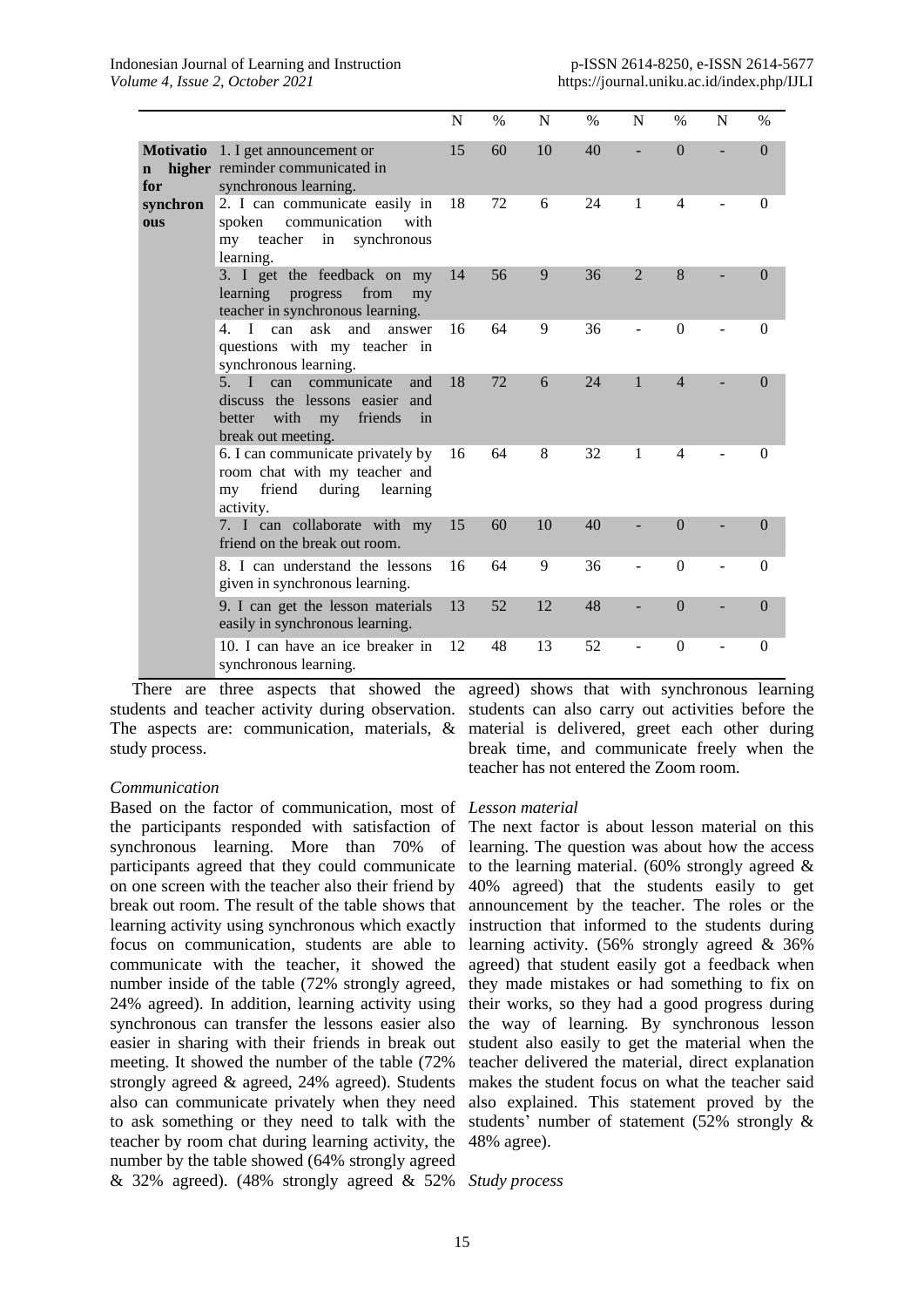| | | N | % | N | % | N | % | N | % |
|---|---|---|---|---|---|---|---|---|---|
| **Motivation higher for synchronous** | 1. I get announcement or reminder communicated in synchronous learning. | 15 | 60 | 10 | 40 | - | 0 | - | 0 |
| | 2. I can communicate easily in spoken communication with my teacher in synchronous learning. | 18 | 72 | 6 | 24 | 1 | 4 | - | 0 |
| | 3. I get the feedback on my learning progress from my teacher in synchronous learning. | 14 | 56 | 9 | 36 | 2 | 8 | - | 0 |
| | 4. I can ask and answer questions with my teacher in synchronous learning. | 16 | 64 | 9 | 36 | - | 0 | - | 0 |
| | 5. I can communicate and discuss the lessons easier and better with my friends in break out meeting. | 18 | 72 | 6 | 24 | 1 | 4 | - | 0 |
| | 6. I can communicate privately by room chat with my teacher and my friend during learning activity. | 16 | 64 | 8 | 32 | 1 | 4 | - | 0 |
| | 7. I can collaborate with my friend on the break out room. | 15 | 60 | 10 | 40 | - | 0 | - | 0 |
| | 8. I can understand the lessons given in synchronous learning. | 16 | 64 | 9 | 36 | - | 0 | - | 0 |
| | 9. I can get the lesson materials easily in synchronous learning. | 13 | 52 | 12 | 48 | - | 0 | - | 0 |
| | 10. I can have an ice breaker in synchronous learning. | 12 | 48 | 13 | 52 | - | 0 | - | 0 |

There are three aspects that showed the students and teacher activity during observation. The aspects are: communication, materials, & study process.

*Communication*

Based on the factor of communication, most of the participants responded with satisfaction of synchronous learning. More than 70% of participants agreed that they could communicate on one screen with the teacher also their friend by break out room. The result of the table shows that learning activity using synchronous which exactly focus on communication, students are able to communicate with the teacher, it showed the number inside of the table (72% strongly agreed, 24% agreed). In addition, learning activity using synchronous can transfer the lessons easier also easier in sharing with their friends in break out meeting. It showed the number of the table (72% strongly agreed & agreed, 24% agreed). Students also can communicate privately when they need to ask something or they need to talk with the teacher by room chat during learning activity, the number by the table showed (64% strongly agreed & 32% agreed). (48% strongly agreed & 52% agreed) shows that with synchronous learning students can also carry out activities before the material is delivered, greet each other during break time, and communicate freely when the teacher has not entered the Zoom room.

*Lesson material*

The next factor is about lesson material on this learning. The question was about how the access to the learning material. (60% strongly agreed & 40% agreed) that the students easily to get announcement by the teacher. The roles or the instruction that informed to the students during learning activity. (56% strongly agreed & 36% agreed) that student easily got a feedback when they made mistakes or had something to fix on their works, so they had a good progress during the way of learning. By synchronous lesson student also easily to get the material when the teacher delivered the material, direct explanation makes the student focus on what the teacher said also explained. This statement proved by the students' number of statement (52% strongly & 48% agree).

*Study process*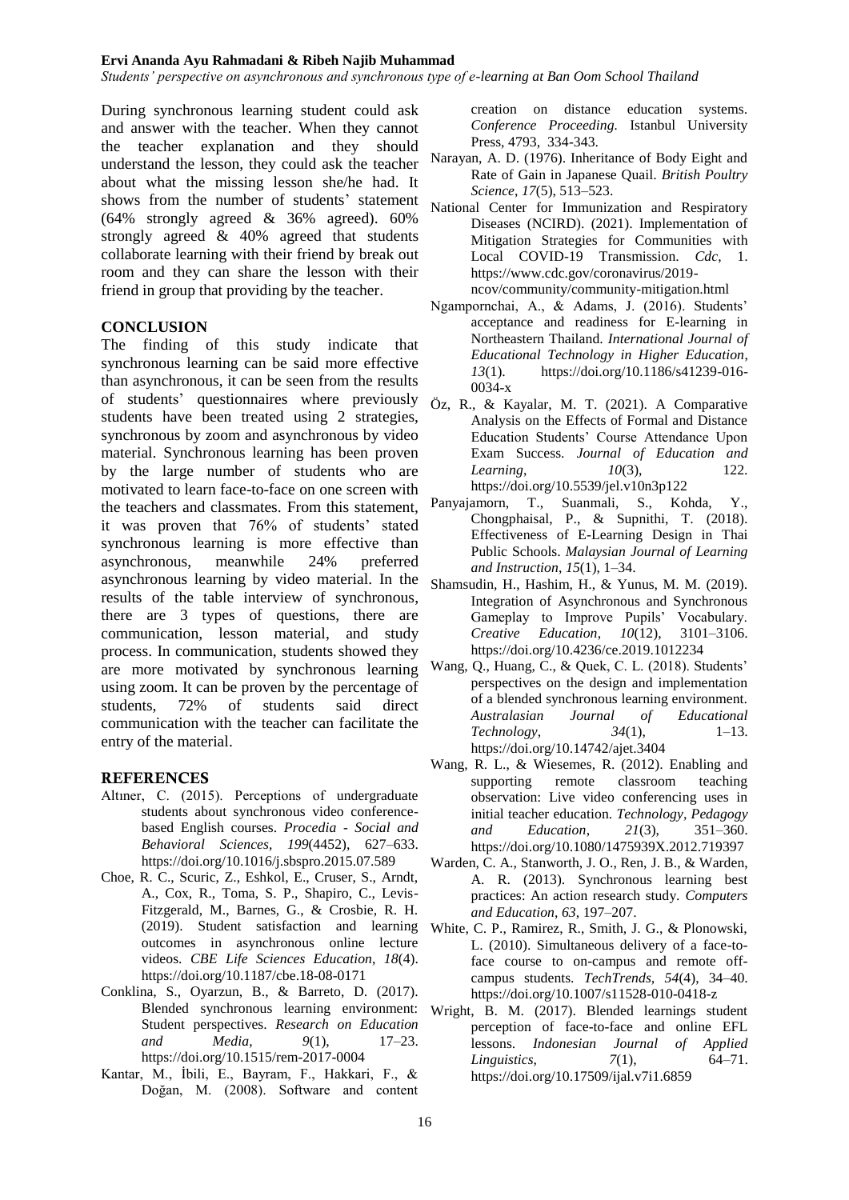During synchronous learning student could ask and answer with the teacher. When they cannot the teacher explanation and they should understand the lesson, they could ask the teacher about what the missing lesson she/he had. It shows from the number of students' statement (64% strongly agreed & 36% agreed). 60% strongly agreed & 40% agreed that students collaborate learning with their friend by break out room and they can share the lesson with their friend in group that providing by the teacher.

## CONCLUSION

The finding of this study indicate that synchronous learning can be said more effective than asynchronous, it can be seen from the results of students' questionnaires where previously students have been treated using 2 strategies, synchronous by zoom and asynchronous by video material. Synchronous learning has been proven by the large number of students who are motivated to learn face-to-face on one screen with the teachers and classmates. From this statement, it was proven that 76% of students' stated synchronous learning is more effective than asynchronous, meanwhile 24% preferred asynchronous learning by video material. In the results of the table interview of synchronous, there are 3 types of questions, there are communication, lesson material, and study process. In communication, students showed they are more motivated by synchronous learning using zoom. It can be proven by the percentage of students, 72% of students said direct communication with the teacher can facilitate the entry of the material.

## REFERENCES

Altıner, C. (2015). Perceptions of undergraduate students about synchronous video conference-based English courses. *Procedia - Social and Behavioral Sciences*, *199*(4452), 627–633. https://doi.org/10.1016/j.sbspro.2015.07.589

Choe, R. C., Scuric, Z., Eshkol, E., Cruser, S., Arndt, A., Cox, R., Toma, S. P., Shapiro, C., Levis-Fitzgerald, M., Barnes, G., & Crosbie, R. H. (2019). Student satisfaction and learning outcomes in asynchronous online lecture videos. *CBE Life Sciences Education*, *18*(4). https://doi.org/10.1187/cbe.18-08-0171

Conklina, S., Oyarzun, B., & Barreto, D. (2017). Blended synchronous learning environment: Student perspectives. *Research on Education and Media*, *9*(1), 17–23. https://doi.org/10.1515/rem-2017-0004

Kantar, M., İbili, E., Bayram, F., Hakkari, F., & Doğan, M. (2008). Software and content creation on distance education systems. *Conference Proceeding*. Istanbul University Press, 4793, 334-343.

Narayan, A. D. (1976). Inheritance of Body Eight and Rate of Gain in Japanese Quail. *British Poultry Science*, *17*(5), 513–523.

National Center for Immunization and Respiratory Diseases (NCIRD). (2021). Implementation of Mitigation Strategies for Communities with Local COVID-19 Transmission. *Cdc*, 1. https://www.cdc.gov/coronavirus/2019-ncov/community/community-mitigation.html

Ngampornchai, A., & Adams, J. (2016). Students' acceptance and readiness for E-learning in Northeastern Thailand. *International Journal of Educational Technology in Higher Education*, *13*(1). https://doi.org/10.1186/s41239-016-0034-x

Öz, R., & Kayalar, M. T. (2021). A Comparative Analysis on the Effects of Formal and Distance Education Students' Course Attendance Upon Exam Success. *Journal of Education and Learning*, *10*(3), 122. https://doi.org/10.5539/jel.v10n3p122

Panyajamorn, T., Suanmali, S., Kohda, Y., Chongphaisal, P., & Supnithi, T. (2018). Effectiveness of E-Learning Design in Thai Public Schools. *Malaysian Journal of Learning and Instruction*, *15*(1), 1–34.

Shamsudin, H., Hashim, H., & Yunus, M. M. (2019). Integration of Asynchronous and Synchronous Gameplay to Improve Pupils' Vocabulary. *Creative Education*, *10*(12), 3101–3106. https://doi.org/10.4236/ce.2019.1012234

Wang, Q., Huang, C., & Quek, C. L. (2018). Students' perspectives on the design and implementation of a blended synchronous learning environment. *Australasian Journal of Educational Technology*, *34*(1), 1–13. https://doi.org/10.14742/ajet.3404

Wang, R. L., & Wiesemes, R. (2012). Enabling and supporting remote classroom teaching observation: Live video conferencing uses in initial teacher education. *Technology, Pedagogy and Education*, *21*(3), 351–360. https://doi.org/10.1080/1475939X.2012.719397

Warden, C. A., Stanworth, J. O., Ren, J. B., & Warden, A. R. (2013). Synchronous learning best practices: An action research study. *Computers and Education*, *63*, 197–207.

White, C. P., Ramirez, R., Smith, J. G., & Plonowski, L. (2010). Simultaneous delivery of a face-to-face course to on-campus and remote off-campus students. *TechTrends*, *54*(4), 34–40. https://doi.org/10.1007/s11528-010-0418-z

Wright, B. M. (2017). Blended learnings student perception of face-to-face and online EFL lessons. *Indonesian Journal of Applied Linguistics*, *7*(1), 64–71. https://doi.org/10.17509/ijal.v7i1.6859